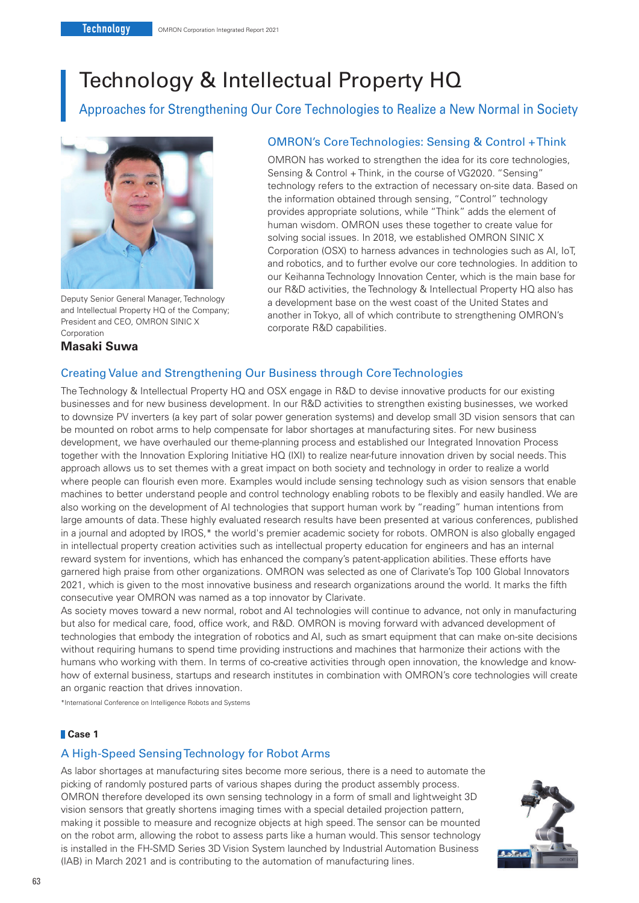# Technology & Intellectual Property HQ

## Approaches for Strengthening Our Core Technologies to Realize a New Normal in Society

Deputy Senior General Manager, Technology and Intellectual Property HQ of the Company; President and CEO, OMRON SINIC X Corporation

**Masaki Suwa**

### OMRON's Core Technologies: Sensing & Control + Think

OMRON has worked to strengthen the idea for its core technologies, Sensing & Control + Think, in the course of VG2020. "Sensing" technology refers to the extraction of necessary on-site data. Based on the information obtained through sensing, "Control" technology provides appropriate solutions, while "Think" adds the element of human wisdom. OMRON uses these together to create value for solving social issues. In 2018, we established OMRON SINIC X Corporation (OSX) to harness advances in technologies such as AI, IoT, and robotics, and to further evolve our core technologies. In addition to our Keihanna Technology Innovation Center, which is the main base for our R&D activities, the Technology & Intellectual Property HQ also has a development base on the west coast of the United States and another in Tokyo, all of which contribute to strengthening OMRON's corporate R&D capabilities.

### Creating Value and Strengthening Our Business through Core Technologies

The Technology & Intellectual Property HQ and OSX engage in R&D to devise innovative products for our existing businesses and for new business development. In our R&D activities to strengthen existing businesses, we worked to downsize PV inverters (a key part of solar power generation systems) and develop small 3D vision sensors that can be mounted on robot arms to help compensate for labor shortages at manufacturing sites. For new business development, we have overhauled our theme-planning process and established our Integrated Innovation Process together with the Innovation Exploring Initiative HQ (IXI) to realize near-future innovation driven by social needs. This approach allows us to set themes with a great impact on both society and technology in order to realize a world where people can flourish even more. Examples would include sensing technology such as vision sensors that enable machines to better understand people and control technology enabling robots to be flexibly and easily handled. We are also working on the development of AI technologies that support human work by "reading" human intentions from large amounts of data. These highly evaluated research results have been presented at various conferences, published in a journal and adopted by IROS,* the world's premier academic society for robots. OMRON is also globally engaged in intellectual property creation activities such as intellectual property education for engineers and has an internal reward system for inventions, which has enhanced the company's patent-application abilities. These efforts have garnered high praise from other organizations. OMRON was selected as one of Clarivate's Top 100 Global Innovators 2021, which is given to the most innovative business and research organizations around the world. It marks the fifth consecutive year OMRON was named as a top innovator by Clarivate.

As society moves toward a new normal, robot and AI technologies will continue to advance, not only in manufacturing but also for medical care, food, office work, and R&D. OMRON is moving forward with advanced development of technologies that embody the integration of robotics and AI, such as smart equipment that can make on-site decisions without requiring humans to spend time providing instructions and machines that harmonize their actions with the humans who working with them. In terms of co-creative activities through open innovation, the knowledge and know-how of external business, startups and research institutes in combination with OMRON's core technologies will create an organic reaction that drives innovation.

*International Conference on Intelligence Robots and Systems

**Case 1**

### A High-Speed Sensing Technology for Robot Arms

As labor shortages at manufacturing sites become more serious, there is a need to automate the picking of randomly postured parts of various shapes during the product assembly process. OMRON therefore developed its own sensing technology in a form of small and lightweight 3D vision sensors that greatly shortens imaging times with a special detailed projection pattern, making it possible to measure and recognize objects at high speed. The sensor can be mounted on the robot arm, allowing the robot to assess parts like a human would. This sensor technology is installed in the FH-SMD Series 3D Vision System launched by Industrial Automation Business (IAB) in March 2021 and is contributing to the automation of manufacturing lines.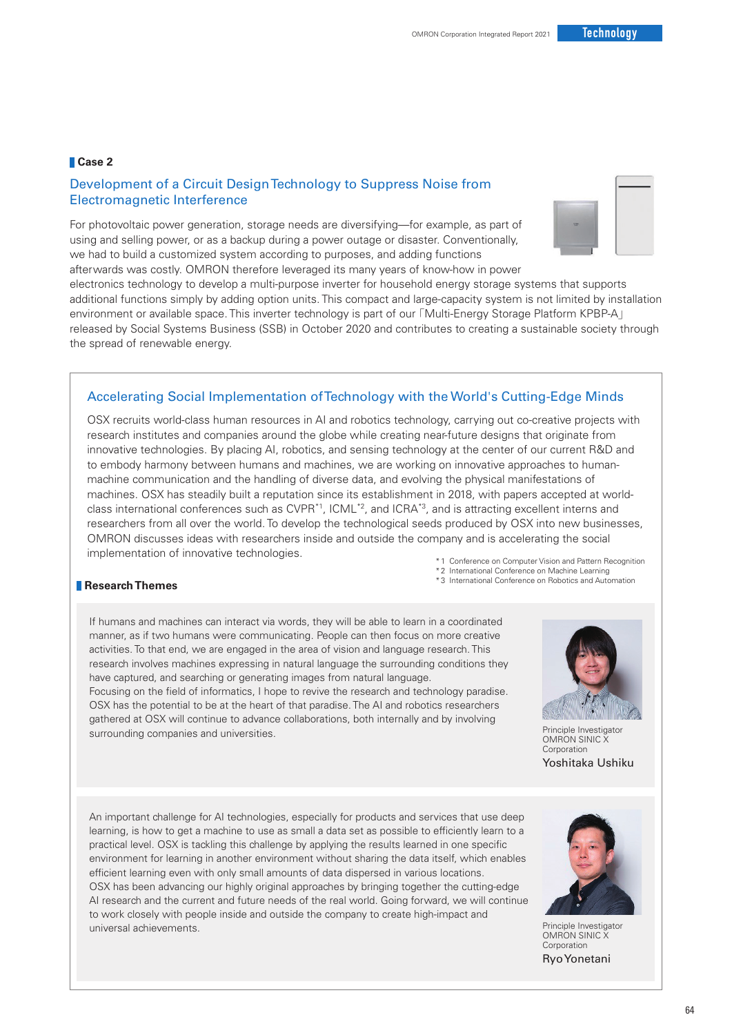## Case 2

### Development of a Circuit Design Technology to Suppress Noise from Electromagnetic Interference

For photovoltaic power generation, storage needs are diversifying—for example, as part of using and selling power, or as a backup during a power outage or disaster. Conventionally, we had to build a customized system according to purposes, and adding functions afterwards was costly. OMRON therefore leveraged its many years of know-how in power electronics technology to develop a multi-purpose inverter for household energy storage systems that supports additional functions simply by adding option units. This compact and large-capacity system is not limited by installation environment or available space. This inverter technology is part of our「Multi-Energy Storage Platform KPBP-A」released by Social Systems Business (SSB) in October 2020 and contributes to creating a sustainable society through the spread of renewable energy.

### Accelerating Social Implementation of Technology with the World's Cutting-Edge Minds

OSX recruits world-class human resources in AI and robotics technology, carrying out co-creative projects with research institutes and companies around the globe while creating near-future designs that originate from innovative technologies. By placing AI, robotics, and sensing technology at the center of our current R&D and to embody harmony between humans and machines, we are working on innovative approaches to human-machine communication and the handling of diverse data, and evolving the physical manifestations of machines. OSX has steadily built a reputation since its establishment in 2018, with papers accepted at world-class international conferences such as CVPR[*1], ICML[*2], and ICRA[*3], and is attracting excellent interns and researchers from all over the world. To develop the technological seeds produced by OSX into new businesses, OMRON discusses ideas with researchers inside and outside the company and is accelerating the social implementation of innovative technologies.

*1 Conference on Computer Vision and Pattern Recognition
*2 International Conference on Machine Learning
*3 International Conference on Robotics and Automation

#### Research Themes

If humans and machines can interact via words, they will be able to learn in a coordinated manner, as if two humans were communicating. People can then focus on more creative activities. To that end, we are engaged in the area of vision and language research. This research involves machines expressing in natural language the surrounding conditions they have captured, and searching or generating images from natural language.
Focusing on the field of informatics, I hope to revive the research and technology paradise. OSX has the potential to be at the heart of that paradise. The AI and robotics researchers gathered at OSX will continue to advance collaborations, both internally and by involving surrounding companies and universities.

Principle Investigator
OMRON SINIC X Corporation
Yoshitaka Ushiku

An important challenge for AI technologies, especially for products and services that use deep learning, is how to get a machine to use as small a data set as possible to efficiently learn to a practical level. OSX is tackling this challenge by applying the results learned in one specific environment for learning in another environment without sharing the data itself, which enables efficient learning even with only small amounts of data dispersed in various locations.
OSX has been advancing our highly original approaches by bringing together the cutting-edge AI research and the current and future needs of the real world. Going forward, we will continue to work closely with people inside and outside the company to create high-impact and universal achievements.

Principle Investigator
OMRON SINIC X Corporation
Ryo Yonetani